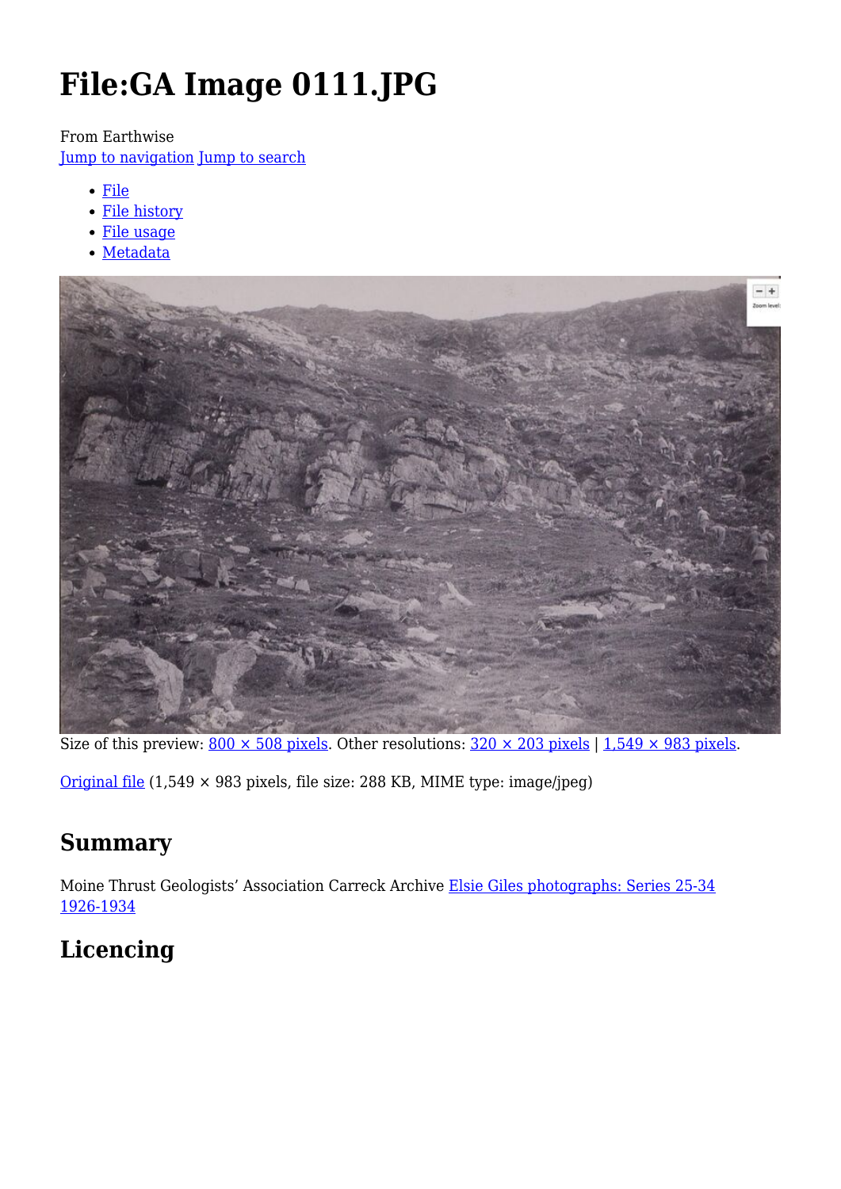# File:GA Image 0111.JPG

From Earthwise

Jump to navigation Jump to search

- File
- File history
- File usage
- Metadata

Size of this preview: 800 × 508 pixels. Other resolutions: 320 × 203 pixels | 1,549 × 983 pixels.

Original file (1,549 × 983 pixels, file size: 288 KB, MIME type: image/jpeg)

## Summary

Moine Thrust Geologists' Association Carreck Archive Elsie Giles photographs: Series 25-34 1926-1934

## Licencing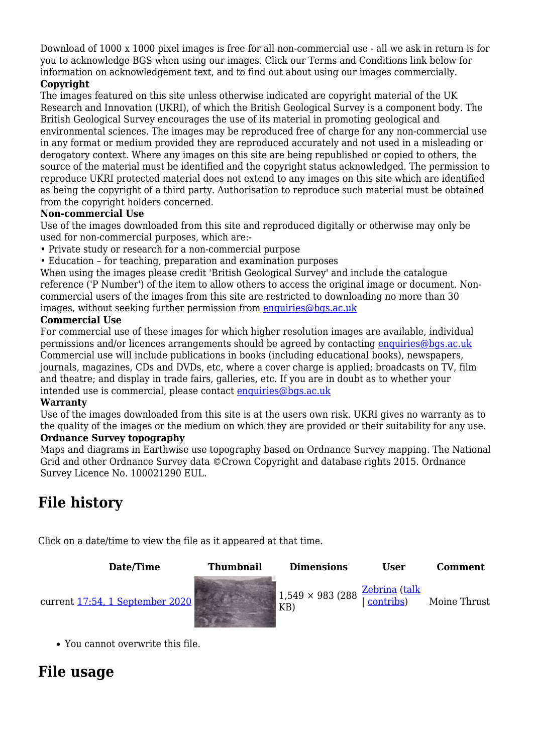Download of 1000 x 1000 pixel images is free for all non-commercial use - all we ask in return is for you to acknowledge BGS when using our images. Click our Terms and Conditions link below for information on acknowledgement text, and to find out about using our images commercially.

**Copyright**

The images featured on this site unless otherwise indicated are copyright material of the UK Research and Innovation (UKRI), of which the British Geological Survey is a component body. The British Geological Survey encourages the use of its material in promoting geological and environmental sciences. The images may be reproduced free of charge for any non-commercial use in any format or medium provided they are reproduced accurately and not used in a misleading or derogatory context. Where any images on this site are being republished or copied to others, the source of the material must be identified and the copyright status acknowledged. The permission to reproduce UKRI protected material does not extend to any images on this site which are identified as being the copyright of a third party. Authorisation to reproduce such material must be obtained from the copyright holders concerned.

**Non-commercial Use**

Use of the images downloaded from this site and reproduced digitally or otherwise may only be used for non-commercial purposes, which are:-

- Private study or research for a non-commercial purpose
- Education – for teaching, preparation and examination purposes

When using the images please credit 'British Geological Survey' and include the catalogue reference ('P Number') of the item to allow others to access the original image or document. Non-commercial users of the images from this site are restricted to downloading no more than 30 images, without seeking further permission from enquiries@bgs.ac.uk

**Commercial Use**

For commercial use of these images for which higher resolution images are available, individual permissions and/or licences arrangements should be agreed by contacting enquiries@bgs.ac.uk Commercial use will include publications in books (including educational books), newspapers, journals, magazines, CDs and DVDs, etc, where a cover charge is applied; broadcasts on TV, film and theatre; and display in trade fairs, galleries, etc. If you are in doubt as to whether your intended use is commercial, please contact enquiries@bgs.ac.uk

**Warranty**

Use of the images downloaded from this site is at the users own risk. UKRI gives no warranty as to the quality of the images or the medium on which they are provided or their suitability for any use.

**Ordnance Survey topography**

Maps and diagrams in Earthwise use topography based on Ordnance Survey mapping. The National Grid and other Ordnance Survey data ©Crown Copyright and database rights 2015. Ordnance Survey Licence No. 100021290 EUL.

## File history

Click on a date/time to view the file as it appeared at that time.

| | Date/Time | Thumbnail | Dimensions | User | Comment |
|---|---|---|---|---|---|
| current | 17:54, 1 September 2020 | | 1,549 × 983 (288 KB) | Zebrina (talk \| contribs) | Moine Thrust |

- You cannot overwrite this file.

## File usage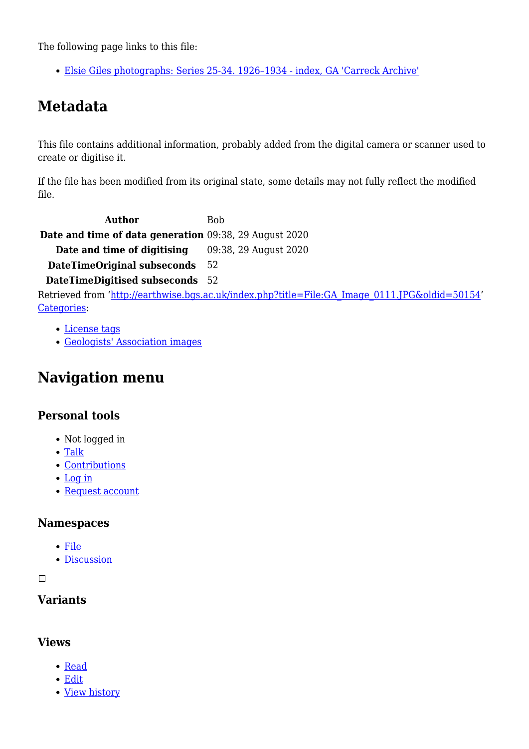The following page links to this file:

- [Elsie Giles photographs: Series 25-34. 1926–1934 - index, GA 'Carreck Archive']

## Metadata

This file contains additional information, probably added from the digital camera or scanner used to create or digitise it.

If the file has been modified from its original state, some details may not fully reflect the modified file.

| | |
|---|---|
| **Author** | Bob |
| **Date and time of data generation** | 09:38, 29 August 2020 |
| **Date and time of digitising** | 09:38, 29 August 2020 |
| **DateTimeOriginal subseconds** | 52 |
| **DateTimeDigitised subseconds** | 52 |

Retrieved from 'http://earthwise.bgs.ac.uk/index.php?title=File:GA_Image_0111.JPG&oldid=50154'
Categories:

- License tags
- Geologists' Association images

## Navigation menu

### Personal tools

- Not logged in
- Talk
- Contributions
- Log in
- Request account

### Namespaces

- File
- Discussion

### Variants

### Views

- Read
- Edit
- View history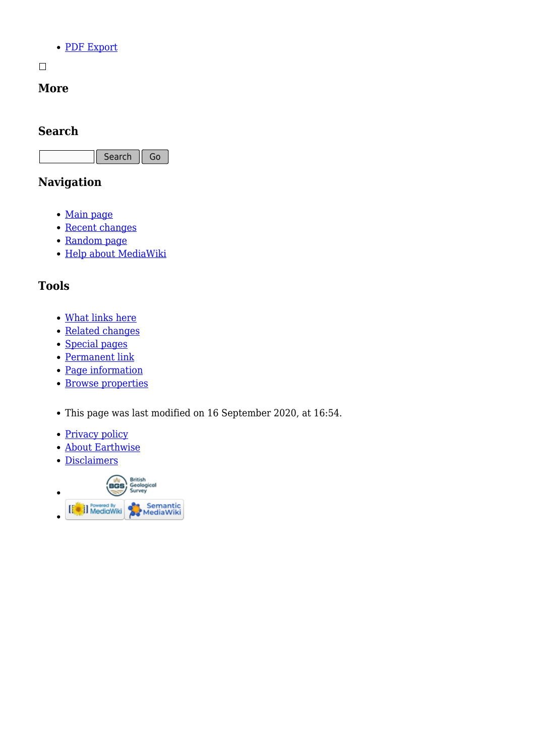- PDF Export

### More

### Search

Search Go

### Navigation

- Main page
- Recent changes
- Random page
- Help about MediaWiki

### Tools

- What links here
- Related changes
- Special pages
- Permanent link
- Page information
- Browse properties

- This page was last modified on 16 September 2020, at 16:54.

- Privacy policy
- About Earthwise
- Disclaimers